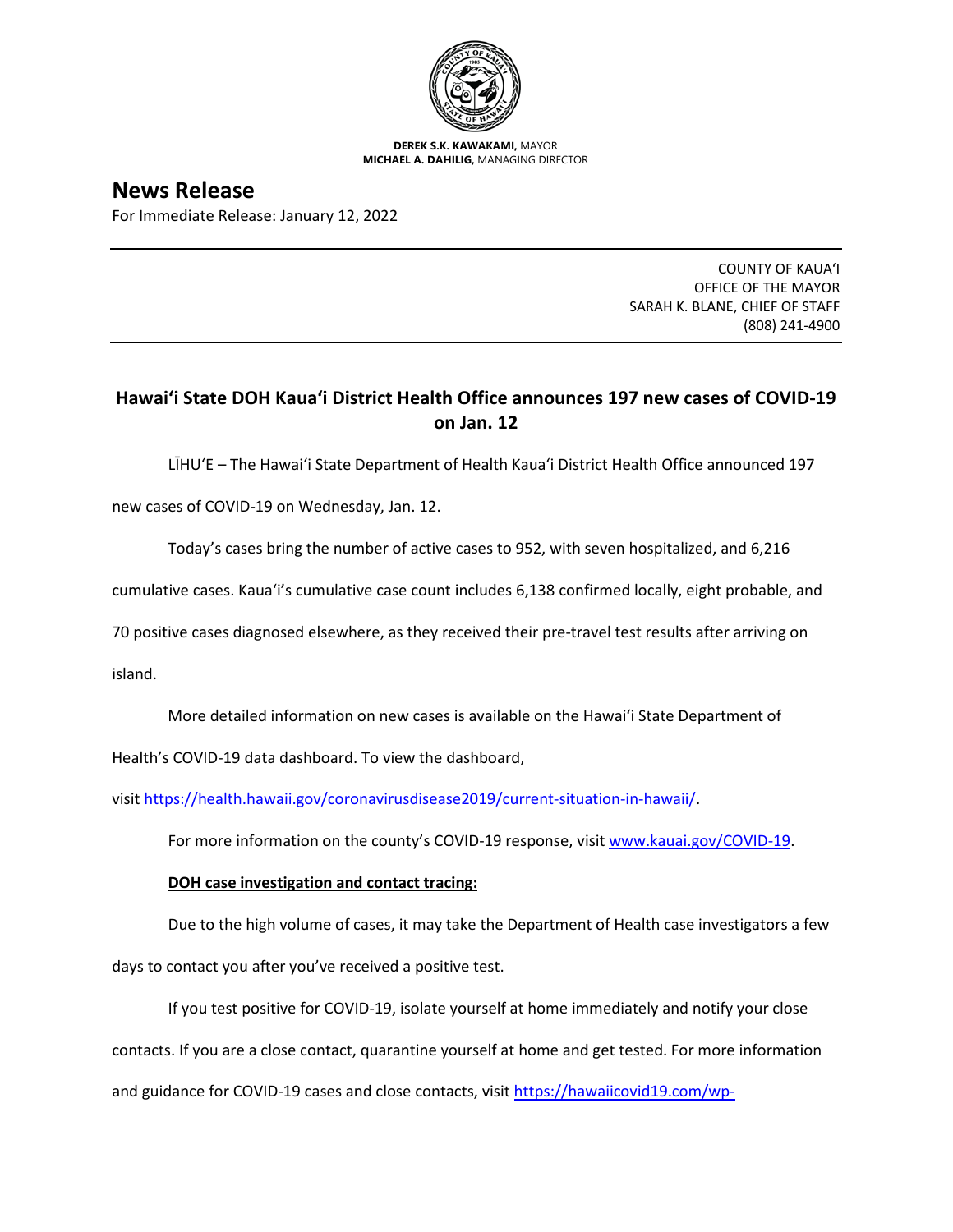**DEREK S.K. KAWAKAMI,** MAYOR
**MICHAEL A. DAHILIG,** MANAGING DIRECTOR

# News Release

For Immediate Release: January 12, 2022

COUNTY OF KAUAʻI
OFFICE OF THE MAYOR
SARAH K. BLANE, CHIEF OF STAFF
(808) 241-4900

## Hawaiʻi State DOH Kauaʻi District Health Office announces 197 new cases of COVID-19 on Jan. 12

LĪHUʻE – The Hawaiʻi State Department of Health Kauaʻi District Health Office announced 197 new cases of COVID-19 on Wednesday, Jan. 12.

Today's cases bring the number of active cases to 952, with seven hospitalized, and 6,216 cumulative cases. Kauaʻi's cumulative case count includes 6,138 confirmed locally, eight probable, and 70 positive cases diagnosed elsewhere, as they received their pre-travel test results after arriving on island.

More detailed information on new cases is available on the Hawaiʻi State Department of Health's COVID-19 data dashboard. To view the dashboard, visit https://health.hawaii.gov/coronavirusdisease2019/current-situation-in-hawaii/.

For more information on the county's COVID-19 response, visit www.kauai.gov/COVID-19.

**DOH case investigation and contact tracing:**

Due to the high volume of cases, it may take the Department of Health case investigators a few days to contact you after you've received a positive test.

If you test positive for COVID-19, isolate yourself at home immediately and notify your close contacts. If you are a close contact, quarantine yourself at home and get tested. For more information and guidance for COVID-19 cases and close contacts, visit https://hawaiicovid19.com/wp-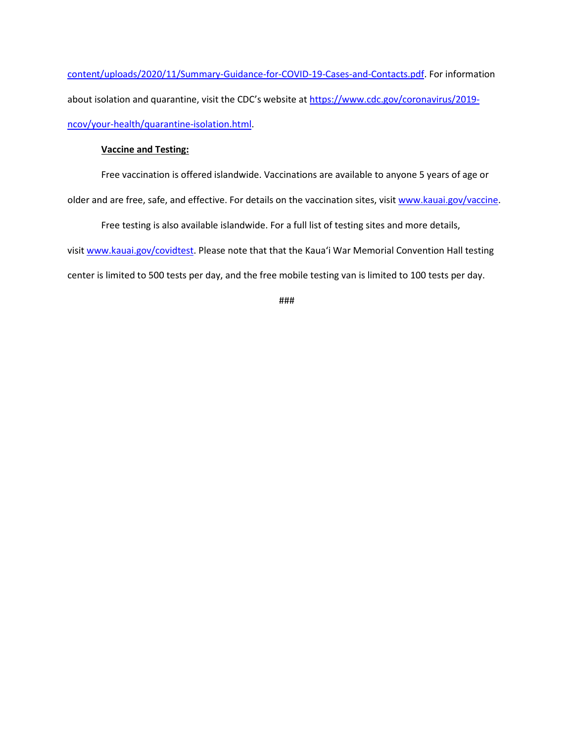content/uploads/2020/11/Summary-Guidance-for-COVID-19-Cases-and-Contacts.pdf. For information about isolation and quarantine, visit the CDC's website at https://www.cdc.gov/coronavirus/2019-ncov/your-health/quarantine-isolation.html.

**Vaccine and Testing:**

Free vaccination is offered islandwide. Vaccinations are available to anyone 5 years of age or older and are free, safe, and effective. For details on the vaccination sites, visit www.kauai.gov/vaccine.

Free testing is also available islandwide. For a full list of testing sites and more details, visit www.kauai.gov/covidtest. Please note that that the Kaua'i War Memorial Convention Hall testing center is limited to 500 tests per day, and the free mobile testing van is limited to 100 tests per day.

###